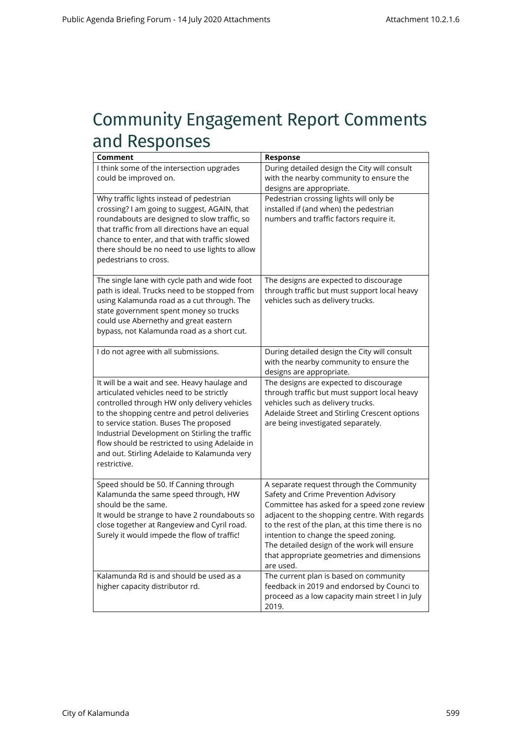# Community Engagement Report Comments and Responses

| Comment | Response |
|---|---|
| I think some of the intersection upgrades could be improved on. | During detailed design the City will consult with the nearby community to ensure the designs are appropriate. |
| Why traffic lights instead of pedestrian crossing? I am going to suggest, AGAIN, that roundabouts are designed to slow traffic, so that traffic from all directions have an equal chance to enter, and that with traffic slowed there should be no need to use lights to allow pedestrians to cross. | Pedestrian crossing lights will only be installed if (and when) the pedestrian numbers and traffic factors require it. |
| The single lane with cycle path and wide foot path is ideal. Trucks need to be stopped from using Kalamunda road as a cut through. The state government spent money so trucks could use Abernethy and great eastern bypass, not Kalamunda road as a short cut. | The designs are expected to discourage through traffic but must support local heavy vehicles such as delivery trucks. |
| I do not agree with all submissions. | During detailed design the City will consult with the nearby community to ensure the designs are appropriate. |
| It will be a wait and see. Heavy haulage and articulated vehicles need to be strictly controlled through HW only delivery vehicles to the shopping centre and petrol deliveries to service station. Buses The proposed Industrial Development on Stirling the traffic flow should be restricted to using Adelaide in and out. Stirling Adelaide to Kalamunda very restrictive. | The designs are expected to discourage through traffic but must support local heavy vehicles such as delivery trucks.<br>Adelaide Street and Stirling Crescent options are being investigated separately. |
| Speed should be 50. If Canning through Kalamunda the same speed through, HW should be the same.<br>It would be strange to have 2 roundabouts so close together at Rangeview and Cyril road. Surely it would impede the flow of traffic! | A separate request through the Community Safety and Crime Prevention Advisory Committee has asked for a speed zone review adjacent to the shopping centre. With regards to the rest of the plan, at this time there is no intention to change the speed zoning.<br>The detailed design of the work will ensure that appropriate geometries and dimensions are used. |
| Kalamunda Rd is and should be used as a higher capacity distributor rd. | The current plan is based on community feedback in 2019 and endorsed by Counci to proceed as a low capacity main street l in July 2019. |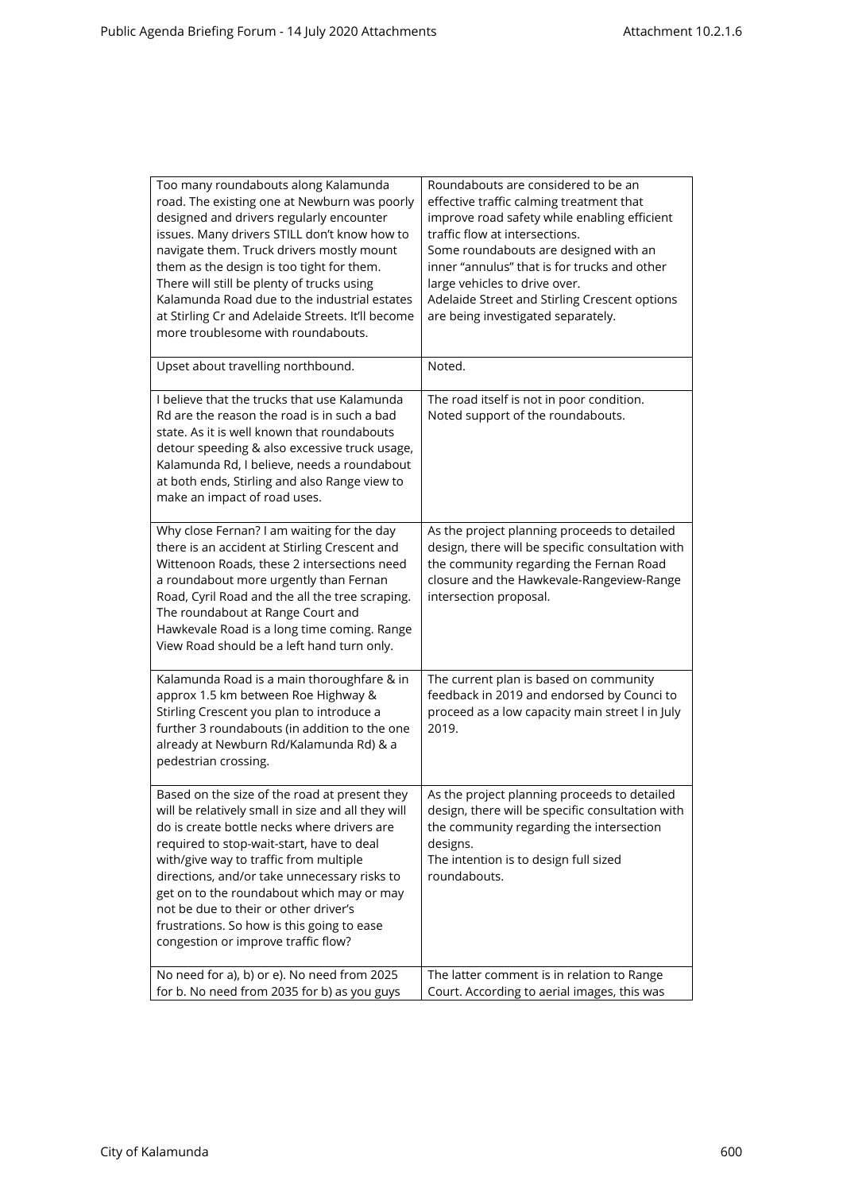| | |
|---|---|
| Too many roundabouts along Kalamunda road. The existing one at Newburn was poorly designed and drivers regularly encounter issues. Many drivers STILL don't know how to navigate them. Truck drivers mostly mount them as the design is too tight for them. There will still be plenty of trucks using Kalamunda Road due to the industrial estates at Stirling Cr and Adelaide Streets. It'll become more troublesome with roundabouts. | Roundabouts are considered to be an effective traffic calming treatment that improve road safety while enabling efficient traffic flow at intersections.<br>Some roundabouts are designed with an inner "annulus" that is for trucks and other large vehicles to drive over.<br>Adelaide Street and Stirling Crescent options are being investigated separately. |
| Upset about travelling northbound. | Noted. |
| I believe that the trucks that use Kalamunda Rd are the reason the road is in such a bad state. As it is well known that roundabouts detour speeding & also excessive truck usage, Kalamunda Rd, I believe, needs a roundabout at both ends, Stirling and also Range view to make an impact of road uses. | The road itself is not in poor condition.<br>Noted support of the roundabouts. |
| Why close Fernan? I am waiting for the day there is an accident at Stirling Crescent and Wittenoon Roads, these 2 intersections need a roundabout more urgently than Fernan Road, Cyril Road and the all the tree scraping. The roundabout at Range Court and Hawkevale Road is a long time coming. Range View Road should be a left hand turn only. | As the project planning proceeds to detailed design, there will be specific consultation with the community regarding the Fernan Road closure and the Hawkevale-Rangeview-Range intersection proposal. |
| Kalamunda Road is a main thoroughfare & in approx 1.5 km between Roe Highway & Stirling Crescent you plan to introduce a further 3 roundabouts (in addition to the one already at Newburn Rd/Kalamunda Rd) & a pedestrian crossing. | The current plan is based on community feedback in 2019 and endorsed by Counci to proceed as a low capacity main street l in July 2019. |
| Based on the size of the road at present they will be relatively small in size and all they will do is create bottle necks where drivers are required to stop-wait-start, have to deal with/give way to traffic from multiple directions, and/or take unnecessary risks to get on to the roundabout which may or may not be due to their or other driver's frustrations. So how is this going to ease congestion or improve traffic flow? | As the project planning proceeds to detailed design, there will be specific consultation with the community regarding the intersection designs.<br>The intention is to design full sized roundabouts. |
| No need for a), b) or e). No need from 2025 for b. No need from 2035 for b) as you guys | The latter comment is in relation to Range Court. According to aerial images, this was |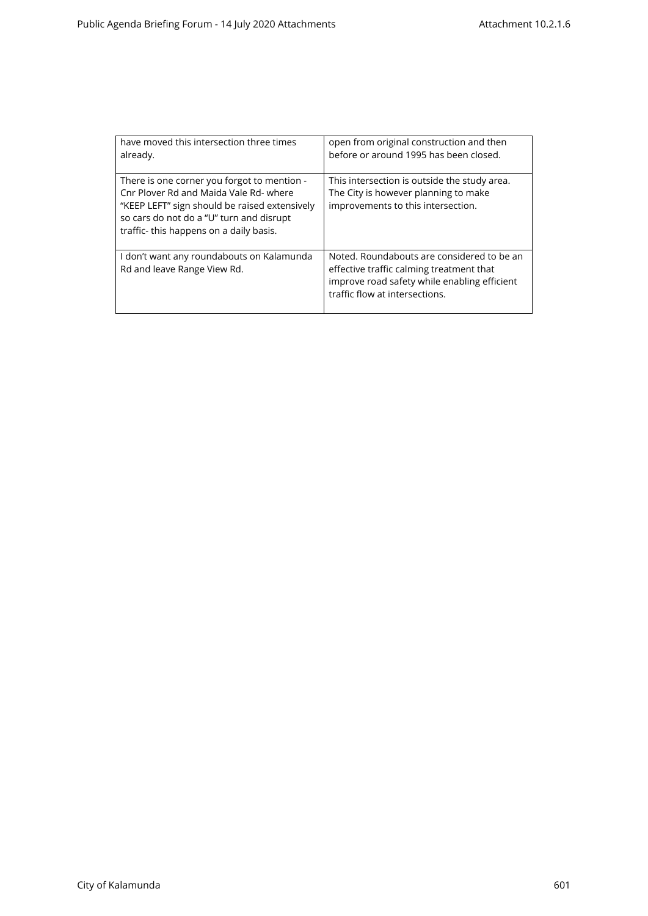| | |
|---|---|
| have moved this intersection three times already. | open from original construction and then before or around 1995 has been closed. |
| There is one corner you forgot to mention - Cnr Plover Rd and Maida Vale Rd- where "KEEP LEFT" sign should be raised extensively so cars do not do a "U" turn and disrupt traffic- this happens on a daily basis. | This intersection is outside the study area. The City is however planning to make improvements to this intersection. |
| I don't want any roundabouts on Kalamunda Rd and leave Range View Rd. | Noted. Roundabouts are considered to be an effective traffic calming treatment that improve road safety while enabling efficient traffic flow at intersections. |